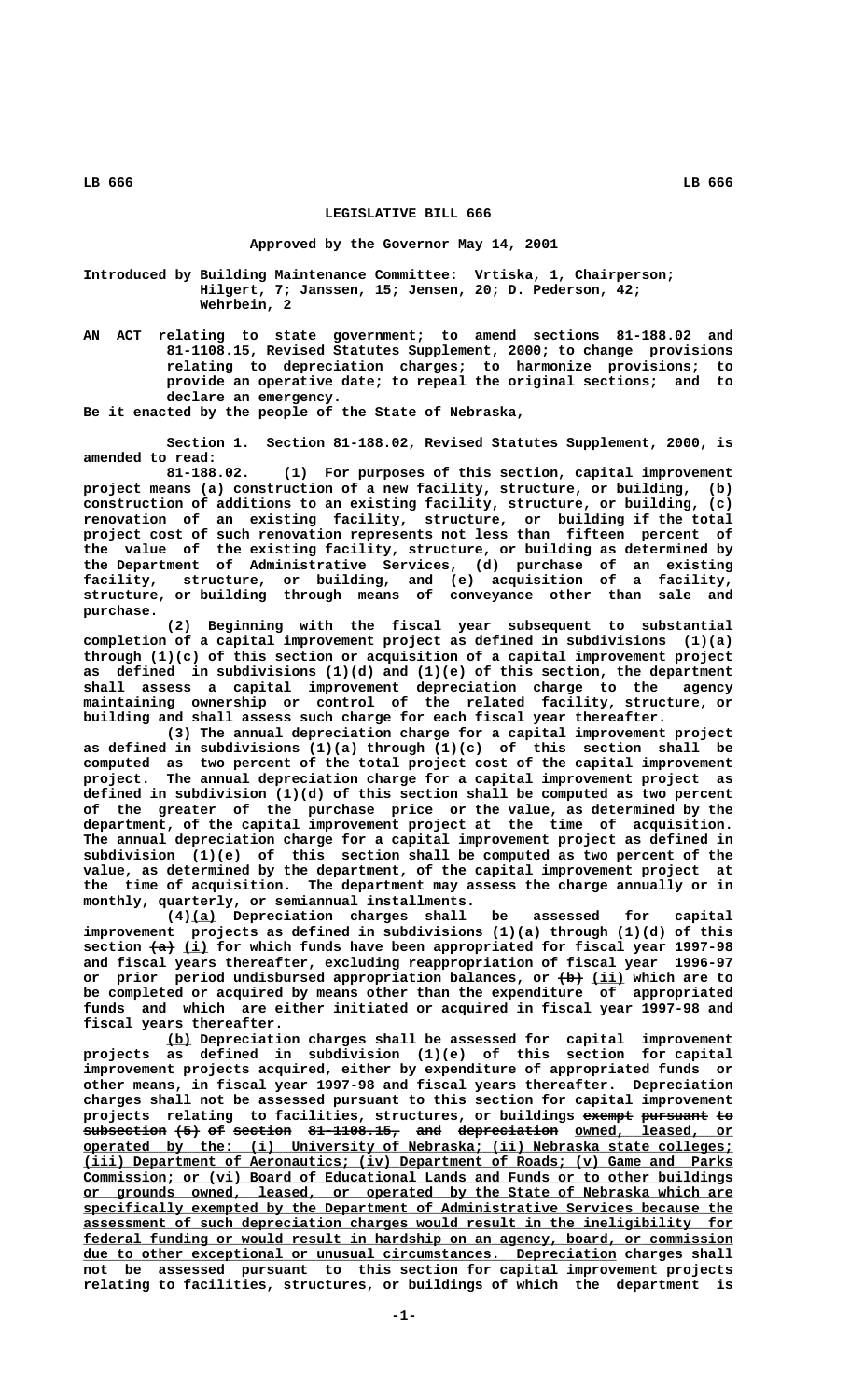# LEGISLATIVE BILL 666

Approved by the Governor May 14, 2001

Introduced by Building Maintenance Committee: Vrtiska, 1, Chairperson; Hilgert, 7; Janssen, 15; Jensen, 20; D. Pederson, 42; Wehrbein, 2

AN ACT relating to state government; to amend sections 81-188.02 and 81-1108.15, Revised Statutes Supplement, 2000; to change provisions relating to depreciation charges; to harmonize provisions; to provide an operative date; to repeal the original sections; and to declare an emergency.

Be it enacted by the people of the State of Nebraska,

Section 1. Section 81-188.02, Revised Statutes Supplement, 2000, is amended to read:

81-188.02. (1) For purposes of this section, capital improvement project means (a) construction of a new facility, structure, or building, (b) construction of additions to an existing facility, structure, or building, (c) renovation of an existing facility, structure, or building if the total project cost of such renovation represents not less than fifteen percent of the value of the existing facility, structure, or building as determined by the Department of Administrative Services, (d) purchase of an existing facility, structure, or building, and (e) acquisition of a facility, structure, or building through means of conveyance other than sale and purchase.

(2) Beginning with the fiscal year subsequent to substantial completion of a capital improvement project as defined in subdivisions (1)(a) through (1)(c) of this section or acquisition of a capital improvement project as defined in subdivisions (1)(d) and (1)(e) of this section, the department shall assess a capital improvement depreciation charge to the agency maintaining ownership or control of the related facility, structure, or building and shall assess such charge for each fiscal year thereafter.

(3) The annual depreciation charge for a capital improvement project as defined in subdivisions (1)(a) through (1)(c) of this section shall be computed as two percent of the total project cost of the capital improvement project. The annual depreciation charge for a capital improvement project as defined in subdivision (1)(d) of this section shall be computed as two percent of the greater of the purchase price or the value, as determined by the department, of the capital improvement project at the time of acquisition. The annual depreciation charge for a capital improvement project as defined in subdivision (1)(e) of this section shall be computed as two percent of the value, as determined by the department, of the capital improvement project at the time of acquisition. The department may assess the charge annually or in monthly, quarterly, or semiannual installments.

(4)<u>(a)</u> Depreciation charges shall be assessed for capital improvement projects as defined in subdivisions (1)(a) through (1)(d) of this section ~~(a)~~ <u>(i)</u> for which funds have been appropriated for fiscal year 1997-98 and fiscal years thereafter, excluding reappropriation of fiscal year 1996-97 or prior period undisbursed appropriation balances, or ~~(b)~~ <u>(ii)</u> which are to be completed or acquired by means other than the expenditure of appropriated funds and which are either initiated or acquired in fiscal year 1997-98 and fiscal years thereafter.

<u>(b)</u> Depreciation charges shall be assessed for capital improvement projects as defined in subdivision (1)(e) of this section for capital improvement projects acquired, either by expenditure of appropriated funds or other means, in fiscal year 1997-98 and fiscal years thereafter. Depreciation charges shall not be assessed pursuant to this section for capital improvement projects relating to facilities, structures, or buildings ~~exempt pursuant to subsection (5) of section 81-1108.15, and depreciation~~ <u>owned, leased, or operated by the: (i) University of Nebraska; (ii) Nebraska state colleges; (iii) Department of Aeronautics; (iv) Department of Roads; (v) Game and Parks Commission; or (vi) Board of Educational Lands and Funds or to other buildings or grounds owned, leased, or operated by the State of Nebraska which are specifically exempted by the Department of Administrative Services because the assessment of such depreciation charges would result in the ineligibility for federal funding or would result in hardship on an agency, board, or commission due to other exceptional or unusual circumstances. Depreciation</u> charges shall not be assessed pursuant to this section for capital improvement projects relating to facilities, structures, or buildings of which the department is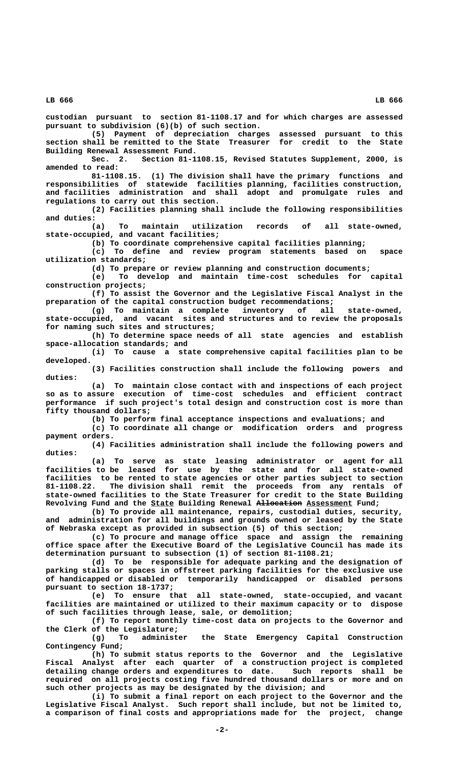custodian pursuant to section 81-1108.17 and for which charges are assessed pursuant to subdivision (6)(b) of such section.

(5) Payment of depreciation charges assessed pursuant to this section shall be remitted to the State Treasurer for credit to the State Building Renewal Assessment Fund.

Sec. 2. Section 81-1108.15, Revised Statutes Supplement, 2000, is amended to read:

81-1108.15. (1) The division shall have the primary functions and responsibilities of statewide facilities planning, facilities construction, and facilities administration and shall adopt and promulgate rules and regulations to carry out this section.

(2) Facilities planning shall include the following responsibilities and duties:

(a) To maintain utilization records of all state-owned, state-occupied, and vacant facilities;

(b) To coordinate comprehensive capital facilities planning;

(c) To define and review program statements based on space utilization standards;

(d) To prepare or review planning and construction documents;

(e) To develop and maintain time-cost schedules for capital construction projects;

(f) To assist the Governor and the Legislative Fiscal Analyst in the preparation of the capital construction budget recommendations;

(g) To maintain a complete inventory of all state-owned, state-occupied, and vacant sites and structures and to review the proposals for naming such sites and structures;

(h) To determine space needs of all state agencies and establish space-allocation standards; and

(i) To cause a state comprehensive capital facilities plan to be developed.

(3) Facilities construction shall include the following powers and duties:

(a) To maintain close contact with and inspections of each project so as to assure execution of time-cost schedules and efficient contract performance if such project's total design and construction cost is more than fifty thousand dollars;

(b) To perform final acceptance inspections and evaluations; and

(c) To coordinate all change or modification orders and progress payment orders.

(4) Facilities administration shall include the following powers and duties:

(a) To serve as state leasing administrator or agent for all facilities to be leased for use by the state and for all state-owned facilities to be rented to state agencies or other parties subject to section 81-1108.22. The division shall remit the proceeds from any rentals of state-owned facilities to the State Treasurer for credit to the State Building Revolving Fund and the State Building Renewal ~~Allocation~~ Assessment Fund;

(b) To provide all maintenance, repairs, custodial duties, security, and administration for all buildings and grounds owned or leased by the State of Nebraska except as provided in subsection (5) of this section;

(c) To procure and manage office space and assign the remaining office space after the Executive Board of the Legislative Council has made its determination pursuant to subsection (1) of section 81-1108.21;

(d) To be responsible for adequate parking and the designation of parking stalls or spaces in offstreet parking facilities for the exclusive use of handicapped or disabled or temporarily handicapped or disabled persons pursuant to section 18-1737;

(e) To ensure that all state-owned, state-occupied, and vacant facilities are maintained or utilized to their maximum capacity or to dispose of such facilities through lease, sale, or demolition;

(f) To report monthly time-cost data on projects to the Governor and the Clerk of the Legislature;

(g) To administer the State Emergency Capital Construction Contingency Fund;

(h) To submit status reports to the Governor and the Legislative Fiscal Analyst after each quarter of a construction project is completed detailing change orders and expenditures to date. Such reports shall be required on all projects costing five hundred thousand dollars or more and on such other projects as may be designated by the division; and

(i) To submit a final report on each project to the Governor and the Legislative Fiscal Analyst. Such report shall include, but not be limited to, a comparison of final costs and appropriations made for the project, change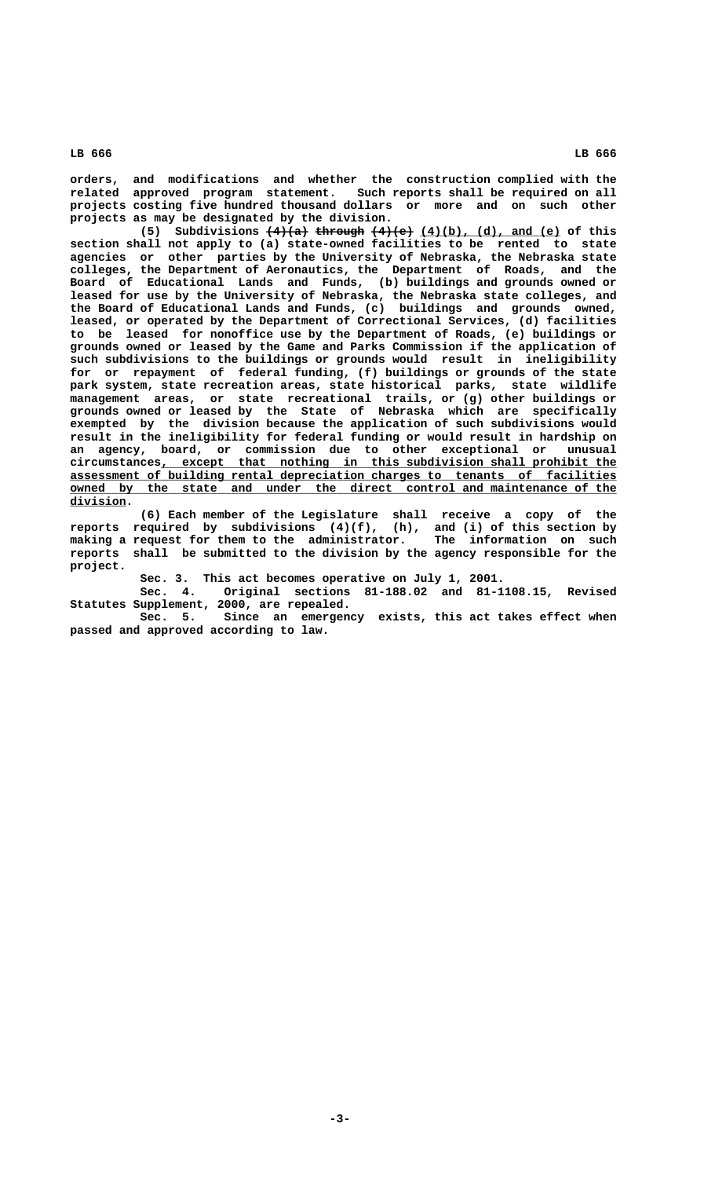orders, and modifications and whether the construction complied with the related approved program statement. Such reports shall be required on all projects costing five hundred thousand dollars or more and on such other projects as may be designated by the division.

(5) Subdivisions ~~(4)(a) through (4)(e)~~ (4)(b), (d), and (e) of this section shall not apply to (a) state-owned facilities to be rented to state agencies or other parties by the University of Nebraska, the Nebraska state colleges, the Department of Aeronautics, the Department of Roads, and the Board of Educational Lands and Funds, (b) buildings and grounds owned or leased for use by the University of Nebraska, the Nebraska state colleges, and the Board of Educational Lands and Funds, (c) buildings and grounds owned, leased, or operated by the Department of Correctional Services, (d) facilities to be leased for nonoffice use by the Department of Roads, (e) buildings or grounds owned or leased by the Game and Parks Commission if the application of such subdivisions to the buildings or grounds would result in ineligibility for or repayment of federal funding, (f) buildings or grounds of the state park system, state recreation areas, state historical parks, state wildlife management areas, or state recreational trails, or (g) other buildings or grounds owned or leased by the State of Nebraska which are specifically exempted by the division because the application of such subdivisions would result in the ineligibility for federal funding or would result in hardship on an agency, board, or commission due to other exceptional or unusual circumstances, except that nothing in this subdivision shall prohibit the assessment of building rental depreciation charges to tenants of facilities owned by the state and under the direct control and maintenance of the division.

(6) Each member of the Legislature shall receive a copy of the reports required by subdivisions (4)(f), (h), and (i) of this section by making a request for them to the administrator. The information on such reports shall be submitted to the division by the agency responsible for the project.

Sec. 3. This act becomes operative on July 1, 2001.

Sec. 4. Original sections 81-188.02 and 81-1108.15, Revised Statutes Supplement, 2000, are repealed.

Sec. 5. Since an emergency exists, this act takes effect when passed and approved according to law.